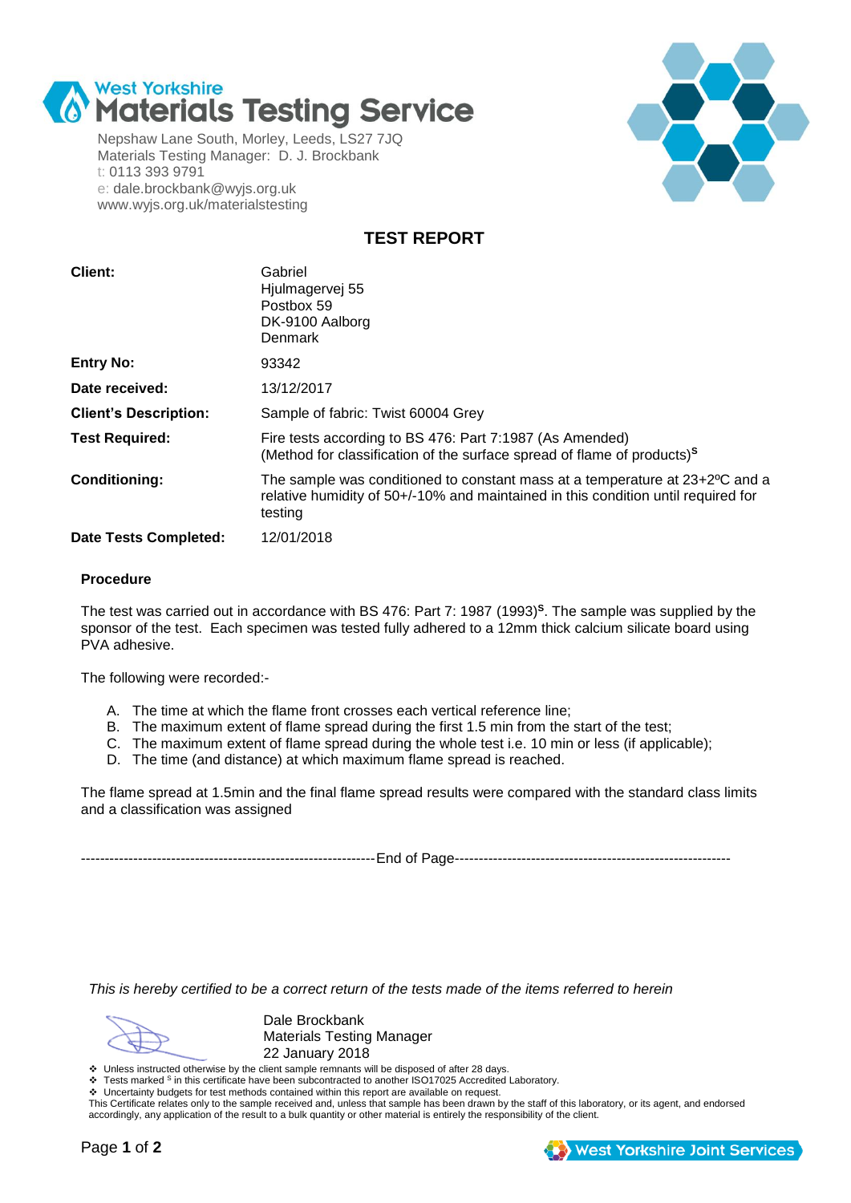# West Yorkshire Materials Testing Service

Nepshaw Lane South, Morley, Leeds, LS27 7JQ
Materials Testing Manager: D. J. Brockbank
t: 0113 393 9791
e: dale.brockbank@wyjs.org.uk
www.wyjs.org.uk/materialstesting

## TEST REPORT

| | |
|---|---|
| **Client:** | Gabriel<br>Hjulmagervej 55<br>Postbox 59<br>DK-9100 Aalborg<br>Denmark |
| **Entry No:** | 93342 |
| **Date received:** | 13/12/2017 |
| **Client's Description:** | Sample of fabric: Twist 60004 Grey |
| **Test Required:** | Fire tests according to BS 476: Part 7:1987 (As Amended)<br>(Method for classification of the surface spread of flame of products)[S] |
| **Conditioning:** | The sample was conditioned to constant mass at a temperature at 23+2ºC and a relative humidity of 50+/-10% and maintained in this condition until required for testing |
| **Date Tests Completed:** | 12/01/2018 |

### Procedure

The test was carried out in accordance with BS 476: Part 7: 1987 (1993)[S]. The sample was supplied by the sponsor of the test. Each specimen was tested fully adhered to a 12mm thick calcium silicate board using PVA adhesive.

The following were recorded:-

A. The time at which the flame front crosses each vertical reference line;
B. The maximum extent of flame spread during the first 1.5 min from the start of the test;
C. The maximum extent of flame spread during the whole test i.e. 10 min or less (if applicable);
D. The time (and distance) at which maximum flame spread is reached.

The flame spread at 1.5min and the final flame spread results were compared with the standard class limits and a classification was assigned

--------------------------------------------------------------End of Page----------------------------------------------------------

*This is hereby certified to be a correct return of the tests made of the items referred to herein*

Dale Brockbank
Materials Testing Manager
22 January 2018

- Unless instructed otherwise by the client sample remnants will be disposed of after 28 days.
- Tests marked [S] in this certificate have been subcontracted to another ISO17025 Accredited Laboratory.
- Uncertainty budgets for test methods contained within this report are available on request.

This Certificate relates only to the sample received and, unless that sample has been drawn by the staff of this laboratory, or its agent, and endorsed accordingly, any application of the result to a bulk quantity or other material is entirely the responsibility of the client.

West Yorkshire Joint Services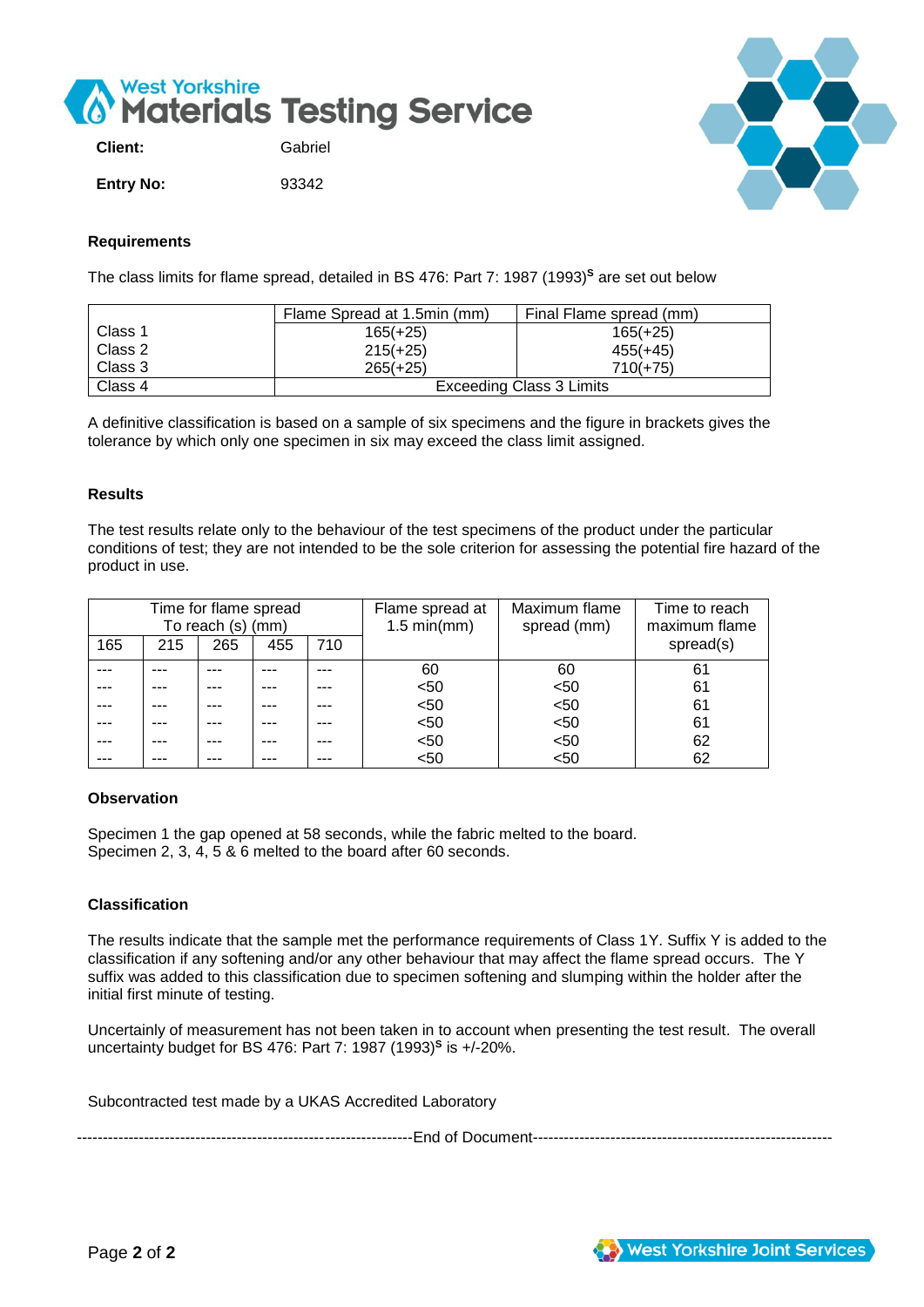West Yorkshire **Materials Testing Service**

**Client:** Gabriel

**Entry No:** 93342

### Requirements

The class limits for flame spread, detailed in BS 476: Part 7: 1987 (1993)[S] are set out below

| | Flame Spread at 1.5min (mm) | Final Flame spread (mm) |
|---|---|---|
| Class 1 | 165(+25) | 165(+25) |
| Class 2 | 215(+25) | 455(+45) |
| Class 3 | 265(+25) | 710(+75) |
| Class 4 | Exceeding Class 3 Limits | |

A definitive classification is based on a sample of six specimens and the figure in brackets gives the tolerance by which only one specimen in six may exceed the class limit assigned.

### Results

The test results relate only to the behaviour of the test specimens of the product under the particular conditions of test; they are not intended to be the sole criterion for assessing the potential fire hazard of the product in use.

| Time for flame spread To reach (s) (mm) | | | | | Flame spread at 1.5 min(mm) | Maximum flame spread (mm) | Time to reach maximum flame spread(s) |
|---|---|---|---|---|---|---|---|
| 165 | 215 | 265 | 455 | 710 | | | |
| --- | --- | --- | --- | --- | 60 | 60 | 61 |
| --- | --- | --- | --- | --- | <50 | <50 | 61 |
| --- | --- | --- | --- | --- | <50 | <50 | 61 |
| --- | --- | --- | --- | --- | <50 | <50 | 61 |
| --- | --- | --- | --- | --- | <50 | <50 | 62 |
| --- | --- | --- | --- | --- | <50 | <50 | 62 |

### Observation

Specimen 1 the gap opened at 58 seconds, while the fabric melted to the board.
Specimen 2, 3, 4, 5 & 6 melted to the board after 60 seconds.

### Classification

The results indicate that the sample met the performance requirements of Class 1Y. Suffix Y is added to the classification if any softening and/or any other behaviour that may affect the flame spread occurs. The Y suffix was added to this classification due to specimen softening and slumping within the holder after the initial first minute of testing.

Uncertainly of measurement has not been taken in to account when presenting the test result. The overall uncertainty budget for BS 476: Part 7: 1987 (1993)[S] is +/-20%.

Subcontracted test made by a UKAS Accredited Laboratory

-----------------------------------------------------------------End of Document----------------------------------------------------------